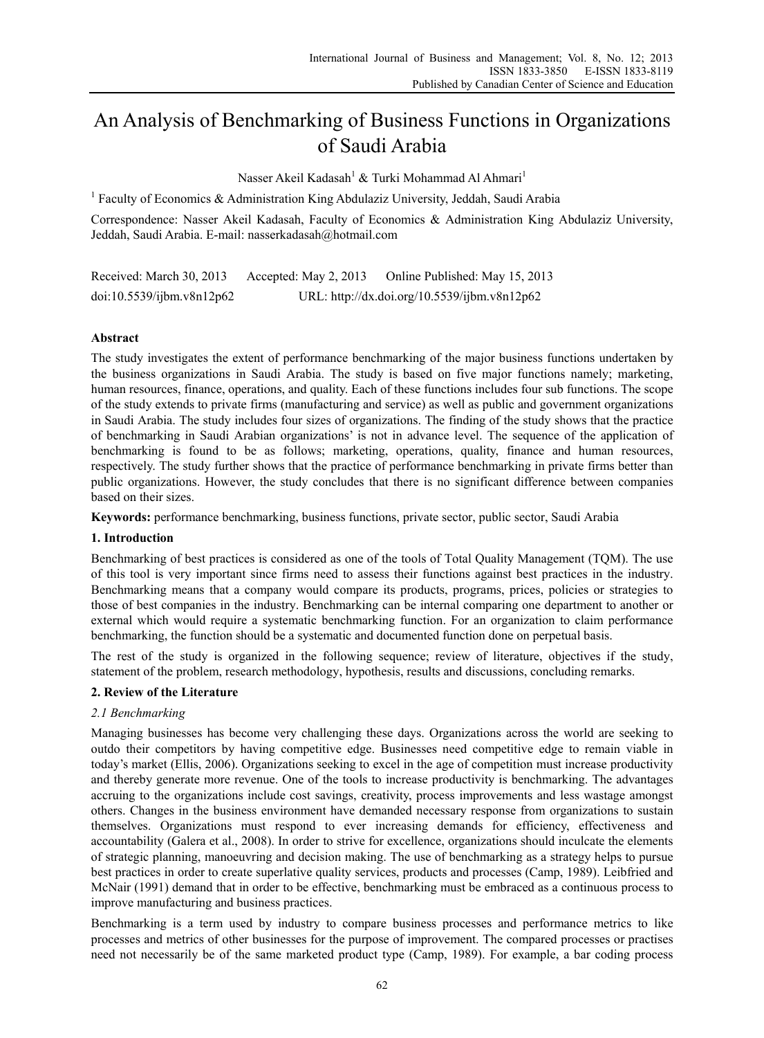# An Analysis of Benchmarking of Business Functions in Organizations of Saudi Arabia

Nasser Akeil Kadasah[1] & Turki Mohammad Al Ahmari[1]

[1] Faculty of Economics & Administration King Abdulaziz University, Jeddah, Saudi Arabia

Correspondence: Nasser Akeil Kadasah, Faculty of Economics & Administration King Abdulaziz University, Jeddah, Saudi Arabia. E-mail: nasserkadasah@hotmail.com

Received: March 30, 2013 Accepted: May 2, 2013 Online Published: May 15, 2013

doi:10.5539/ijbm.v8n12p62 URL: http://dx.doi.org/10.5539/ijbm.v8n12p62

## Abstract

The study investigates the extent of performance benchmarking of the major business functions undertaken by the business organizations in Saudi Arabia. The study is based on five major functions namely; marketing, human resources, finance, operations, and quality. Each of these functions includes four sub functions. The scope of the study extends to private firms (manufacturing and service) as well as public and government organizations in Saudi Arabia. The study includes four sizes of organizations. The finding of the study shows that the practice of benchmarking in Saudi Arabian organizations' is not in advance level. The sequence of the application of benchmarking is found to be as follows; marketing, operations, quality, finance and human resources, respectively. The study further shows that the practice of performance benchmarking in private firms better than public organizations. However, the study concludes that there is no significant difference between companies based on their sizes.

**Keywords:** performance benchmarking, business functions, private sector, public sector, Saudi Arabia

## 1. Introduction

Benchmarking of best practices is considered as one of the tools of Total Quality Management (TQM). The use of this tool is very important since firms need to assess their functions against best practices in the industry. Benchmarking means that a company would compare its products, programs, prices, policies or strategies to those of best companies in the industry. Benchmarking can be internal comparing one department to another or external which would require a systematic benchmarking function. For an organization to claim performance benchmarking, the function should be a systematic and documented function done on perpetual basis.

The rest of the study is organized in the following sequence; review of literature, objectives if the study, statement of the problem, research methodology, hypothesis, results and discussions, concluding remarks.

## 2. Review of the Literature

### *2.1 Benchmarking*

Managing businesses has become very challenging these days. Organizations across the world are seeking to outdo their competitors by having competitive edge. Businesses need competitive edge to remain viable in today's market (Ellis, 2006). Organizations seeking to excel in the age of competition must increase productivity and thereby generate more revenue. One of the tools to increase productivity is benchmarking. The advantages accruing to the organizations include cost savings, creativity, process improvements and less wastage amongst others. Changes in the business environment have demanded necessary response from organizations to sustain themselves. Organizations must respond to ever increasing demands for efficiency, effectiveness and accountability (Galera et al., 2008). In order to strive for excellence, organizations should inculcate the elements of strategic planning, manoeuvring and decision making. The use of benchmarking as a strategy helps to pursue best practices in order to create superlative quality services, products and processes (Camp, 1989). Leibfried and McNair (1991) demand that in order to be effective, benchmarking must be embraced as a continuous process to improve manufacturing and business practices.

Benchmarking is a term used by industry to compare business processes and performance metrics to like processes and metrics of other businesses for the purpose of improvement. The compared processes or practises need not necessarily be of the same marketed product type (Camp, 1989). For example, a bar coding process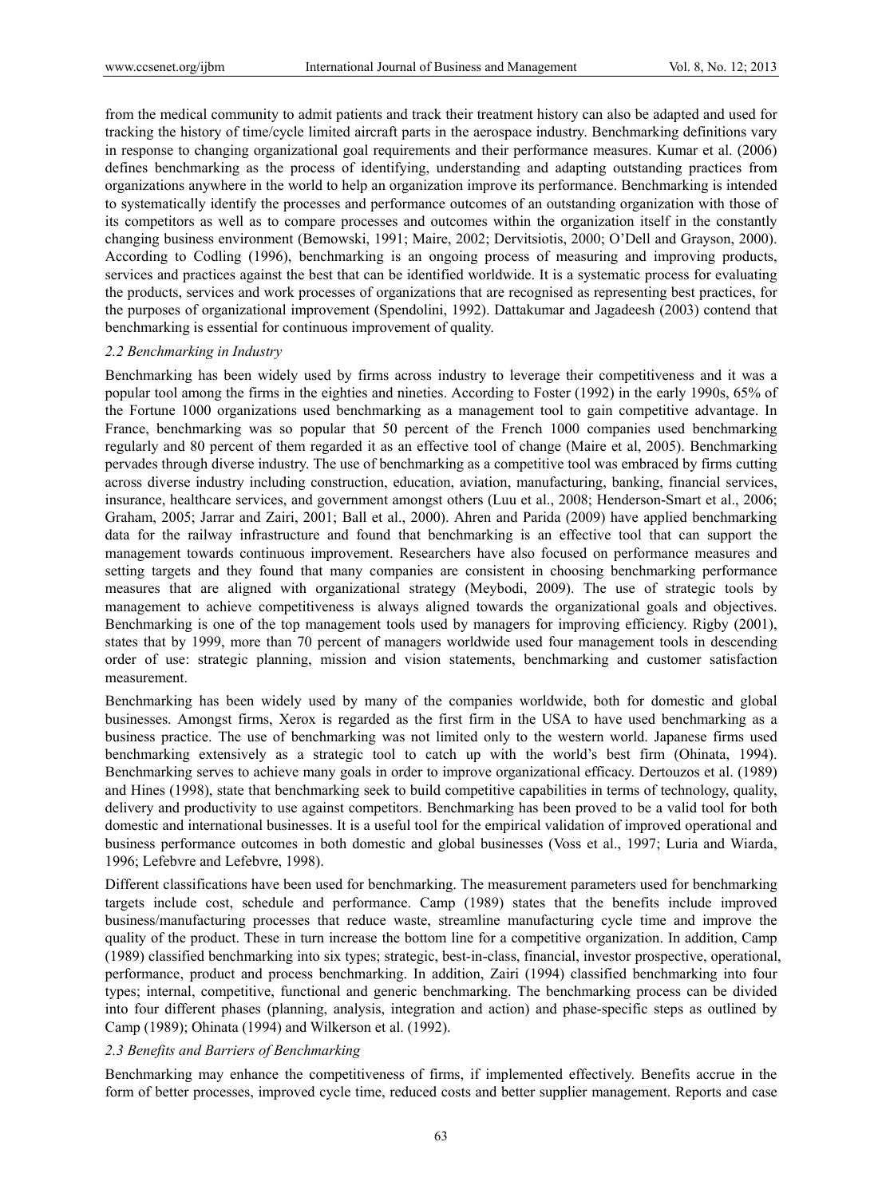from the medical community to admit patients and track their treatment history can also be adapted and used for tracking the history of time/cycle limited aircraft parts in the aerospace industry. Benchmarking definitions vary in response to changing organizational goal requirements and their performance measures. Kumar et al. (2006) defines benchmarking as the process of identifying, understanding and adapting outstanding practices from organizations anywhere in the world to help an organization improve its performance. Benchmarking is intended to systematically identify the processes and performance outcomes of an outstanding organization with those of its competitors as well as to compare processes and outcomes within the organization itself in the constantly changing business environment (Bemowski, 1991; Maire, 2002; Dervitsiotis, 2000; O'Dell and Grayson, 2000). According to Codling (1996), benchmarking is an ongoing process of measuring and improving products, services and practices against the best that can be identified worldwide. It is a systematic process for evaluating the products, services and work processes of organizations that are recognised as representing best practices, for the purposes of organizational improvement (Spendolini, 1992). Dattakumar and Jagadeesh (2003) contend that benchmarking is essential for continuous improvement of quality.

### *2.2 Benchmarking in Industry*

Benchmarking has been widely used by firms across industry to leverage their competitiveness and it was a popular tool among the firms in the eighties and nineties. According to Foster (1992) in the early 1990s, 65% of the Fortune 1000 organizations used benchmarking as a management tool to gain competitive advantage. In France, benchmarking was so popular that 50 percent of the French 1000 companies used benchmarking regularly and 80 percent of them regarded it as an effective tool of change (Maire et al, 2005). Benchmarking pervades through diverse industry. The use of benchmarking as a competitive tool was embraced by firms cutting across diverse industry including construction, education, aviation, manufacturing, banking, financial services, insurance, healthcare services, and government amongst others (Luu et al., 2008; Henderson-Smart et al., 2006; Graham, 2005; Jarrar and Zairi, 2001; Ball et al., 2000). Ahren and Parida (2009) have applied benchmarking data for the railway infrastructure and found that benchmarking is an effective tool that can support the management towards continuous improvement. Researchers have also focused on performance measures and setting targets and they found that many companies are consistent in choosing benchmarking performance measures that are aligned with organizational strategy (Meybodi, 2009). The use of strategic tools by management to achieve competitiveness is always aligned towards the organizational goals and objectives. Benchmarking is one of the top management tools used by managers for improving efficiency. Rigby (2001), states that by 1999, more than 70 percent of managers worldwide used four management tools in descending order of use: strategic planning, mission and vision statements, benchmarking and customer satisfaction measurement.

Benchmarking has been widely used by many of the companies worldwide, both for domestic and global businesses. Amongst firms, Xerox is regarded as the first firm in the USA to have used benchmarking as a business practice. The use of benchmarking was not limited only to the western world. Japanese firms used benchmarking extensively as a strategic tool to catch up with the world's best firm (Ohinata, 1994). Benchmarking serves to achieve many goals in order to improve organizational efficacy. Dertouzos et al. (1989) and Hines (1998), state that benchmarking seek to build competitive capabilities in terms of technology, quality, delivery and productivity to use against competitors. Benchmarking has been proved to be a valid tool for both domestic and international businesses. It is a useful tool for the empirical validation of improved operational and business performance outcomes in both domestic and global businesses (Voss et al., 1997; Luria and Wiarda, 1996; Lefebvre and Lefebvre, 1998).

Different classifications have been used for benchmarking. The measurement parameters used for benchmarking targets include cost, schedule and performance. Camp (1989) states that the benefits include improved business/manufacturing processes that reduce waste, streamline manufacturing cycle time and improve the quality of the product. These in turn increase the bottom line for a competitive organization. In addition, Camp (1989) classified benchmarking into six types; strategic, best-in-class, financial, investor prospective, operational, performance, product and process benchmarking. In addition, Zairi (1994) classified benchmarking into four types; internal, competitive, functional and generic benchmarking. The benchmarking process can be divided into four different phases (planning, analysis, integration and action) and phase-specific steps as outlined by Camp (1989); Ohinata (1994) and Wilkerson et al. (1992).

### *2.3 Benefits and Barriers of Benchmarking*

Benchmarking may enhance the competitiveness of firms, if implemented effectively. Benefits accrue in the form of better processes, improved cycle time, reduced costs and better supplier management. Reports and case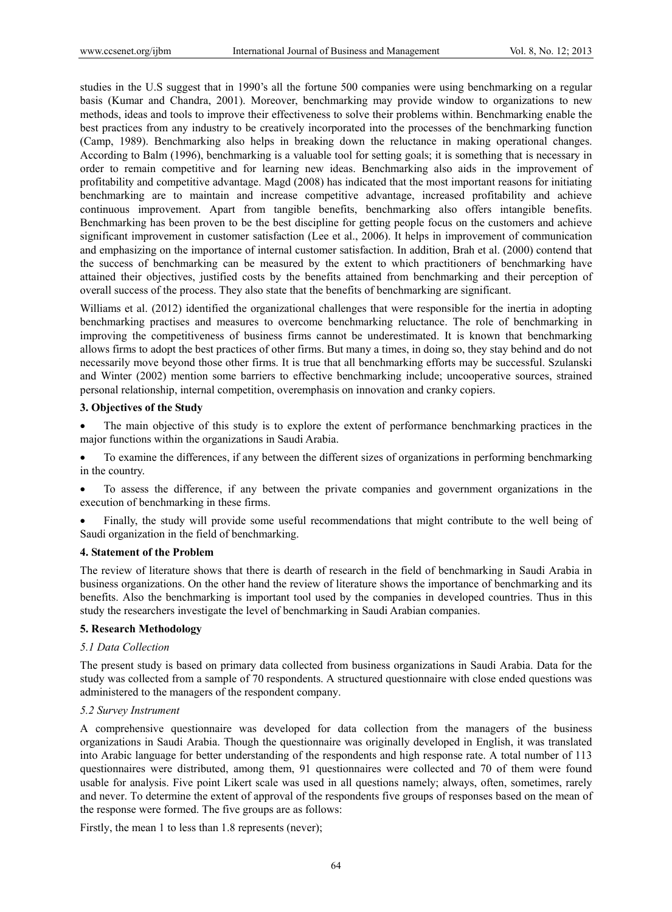studies in the U.S suggest that in 1990's all the fortune 500 companies were using benchmarking on a regular basis (Kumar and Chandra, 2001). Moreover, benchmarking may provide window to organizations to new methods, ideas and tools to improve their effectiveness to solve their problems within. Benchmarking enable the best practices from any industry to be creatively incorporated into the processes of the benchmarking function (Camp, 1989). Benchmarking also helps in breaking down the reluctance in making operational changes. According to Balm (1996), benchmarking is a valuable tool for setting goals; it is something that is necessary in order to remain competitive and for learning new ideas. Benchmarking also aids in the improvement of profitability and competitive advantage. Magd (2008) has indicated that the most important reasons for initiating benchmarking are to maintain and increase competitive advantage, increased profitability and achieve continuous improvement. Apart from tangible benefits, benchmarking also offers intangible benefits. Benchmarking has been proven to be the best discipline for getting people focus on the customers and achieve significant improvement in customer satisfaction (Lee et al., 2006). It helps in improvement of communication and emphasizing on the importance of internal customer satisfaction. In addition, Brah et al. (2000) contend that the success of benchmarking can be measured by the extent to which practitioners of benchmarking have attained their objectives, justified costs by the benefits attained from benchmarking and their perception of overall success of the process. They also state that the benefits of benchmarking are significant.

Williams et al. (2012) identified the organizational challenges that were responsible for the inertia in adopting benchmarking practises and measures to overcome benchmarking reluctance. The role of benchmarking in improving the competitiveness of business firms cannot be underestimated. It is known that benchmarking allows firms to adopt the best practices of other firms. But many a times, in doing so, they stay behind and do not necessarily move beyond those other firms. It is true that all benchmarking efforts may be successful. Szulanski and Winter (2002) mention some barriers to effective benchmarking include; uncooperative sources, strained personal relationship, internal competition, overemphasis on innovation and cranky copiers.

## 3. Objectives of the Study

- The main objective of this study is to explore the extent of performance benchmarking practices in the major functions within the organizations in Saudi Arabia.
- To examine the differences, if any between the different sizes of organizations in performing benchmarking in the country.
- To assess the difference, if any between the private companies and government organizations in the execution of benchmarking in these firms.
- Finally, the study will provide some useful recommendations that might contribute to the well being of Saudi organization in the field of benchmarking.

## 4. Statement of the Problem

The review of literature shows that there is dearth of research in the field of benchmarking in Saudi Arabia in business organizations. On the other hand the review of literature shows the importance of benchmarking and its benefits. Also the benchmarking is important tool used by the companies in developed countries. Thus in this study the researchers investigate the level of benchmarking in Saudi Arabian companies.

## 5. Research Methodology

### *5.1 Data Collection*

The present study is based on primary data collected from business organizations in Saudi Arabia. Data for the study was collected from a sample of 70 respondents. A structured questionnaire with close ended questions was administered to the managers of the respondent company.

### *5.2 Survey Instrument*

A comprehensive questionnaire was developed for data collection from the managers of the business organizations in Saudi Arabia. Though the questionnaire was originally developed in English, it was translated into Arabic language for better understanding of the respondents and high response rate. A total number of 113 questionnaires were distributed, among them, 91 questionnaires were collected and 70 of them were found usable for analysis. Five point Likert scale was used in all questions namely; always, often, sometimes, rarely and never. To determine the extent of approval of the respondents five groups of responses based on the mean of the response were formed. The five groups are as follows:

Firstly, the mean 1 to less than 1.8 represents (never);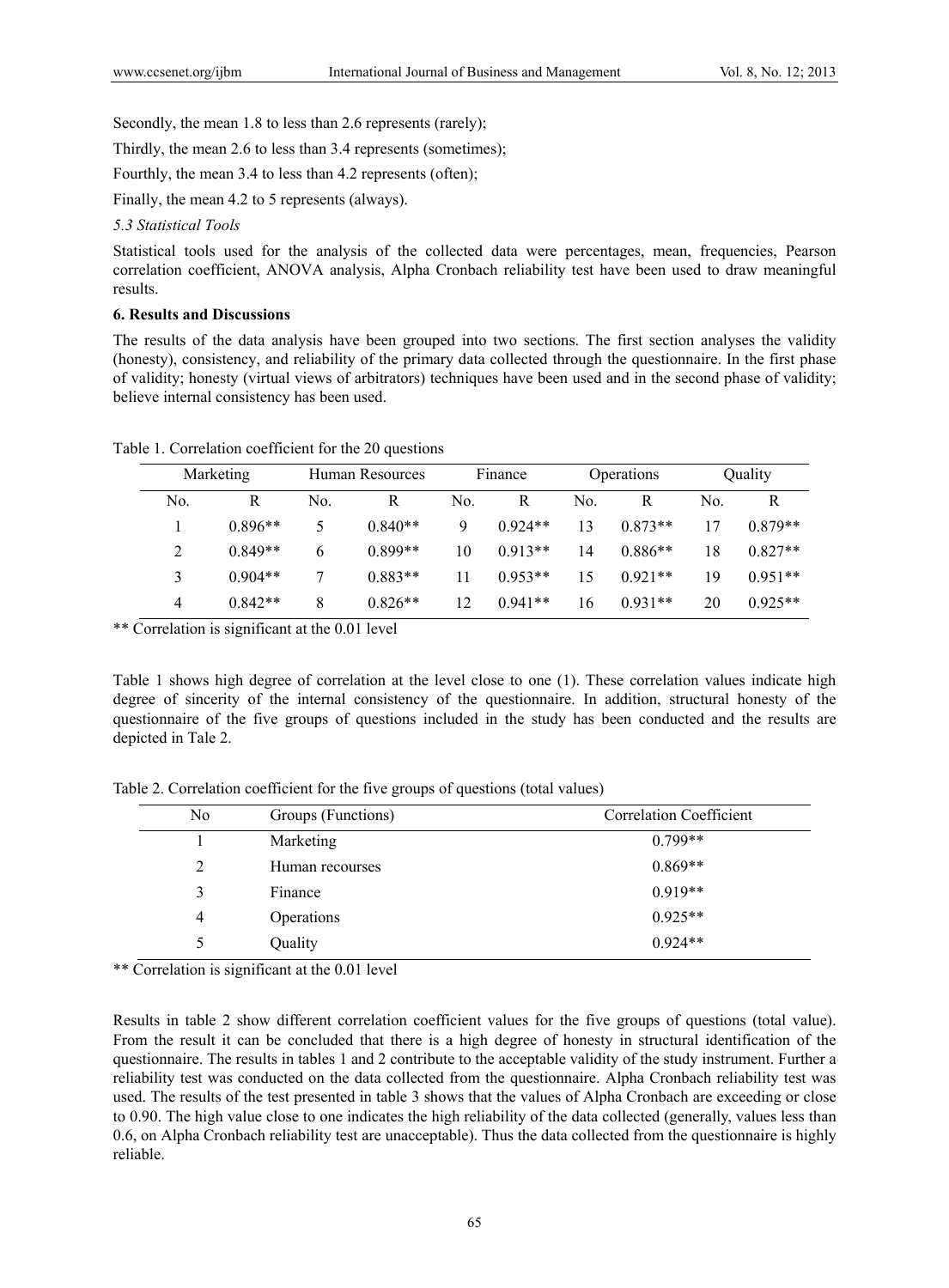Secondly, the mean 1.8 to less than 2.6 represents (rarely);

Thirdly, the mean 2.6 to less than 3.4 represents (sometimes);

Fourthly, the mean 3.4 to less than 4.2 represents (often);

Finally, the mean 4.2 to 5 represents (always).

*5.3 Statistical Tools*

Statistical tools used for the analysis of the collected data were percentages, mean, frequencies, Pearson correlation coefficient, ANOVA analysis, Alpha Cronbach reliability test have been used to draw meaningful results.

## 6. Results and Discussions

The results of the data analysis have been grouped into two sections. The first section analyses the validity (honesty), consistency, and reliability of the primary data collected through the questionnaire. In the first phase of validity; honesty (virtual views of arbitrators) techniques have been used and in the second phase of validity; believe internal consistency has been used.

Table 1. Correlation coefficient for the 20 questions

| Marketing | | Human Resources | | Finance | | Operations | | Quality | |
|---|---|---|---|---|---|---|---|---|---|
| No. | R | No. | R | No. | R | No. | R | No. | R |
| 1 | 0.896** | 5 | 0.840** | 9 | 0.924** | 13 | 0.873** | 17 | 0.879** |
| 2 | 0.849** | 6 | 0.899** | 10 | 0.913** | 14 | 0.886** | 18 | 0.827** |
| 3 | 0.904** | 7 | 0.883** | 11 | 0.953** | 15 | 0.921** | 19 | 0.951** |
| 4 | 0.842** | 8 | 0.826** | 12 | 0.941** | 16 | 0.931** | 20 | 0.925** |

** Correlation is significant at the 0.01 level

Table 1 shows high degree of correlation at the level close to one (1). These correlation values indicate high degree of sincerity of the internal consistency of the questionnaire. In addition, structural honesty of the questionnaire of the five groups of questions included in the study has been conducted and the results are depicted in Tale 2.

Table 2. Correlation coefficient for the five groups of questions (total values)

| No | Groups (Functions) | Correlation Coefficient |
|---|---|---|
| 1 | Marketing | 0.799** |
| 2 | Human recourses | 0.869** |
| 3 | Finance | 0.919** |
| 4 | Operations | 0.925** |
| 5 | Quality | 0.924** |

** Correlation is significant at the 0.01 level

Results in table 2 show different correlation coefficient values for the five groups of questions (total value). From the result it can be concluded that there is a high degree of honesty in structural identification of the questionnaire. The results in tables 1 and 2 contribute to the acceptable validity of the study instrument. Further a reliability test was conducted on the data collected from the questionnaire. Alpha Cronbach reliability test was used. The results of the test presented in table 3 shows that the values of Alpha Cronbach are exceeding or close to 0.90. The high value close to one indicates the high reliability of the data collected (generally, values less than 0.6, on Alpha Cronbach reliability test are unacceptable). Thus the data collected from the questionnaire is highly reliable.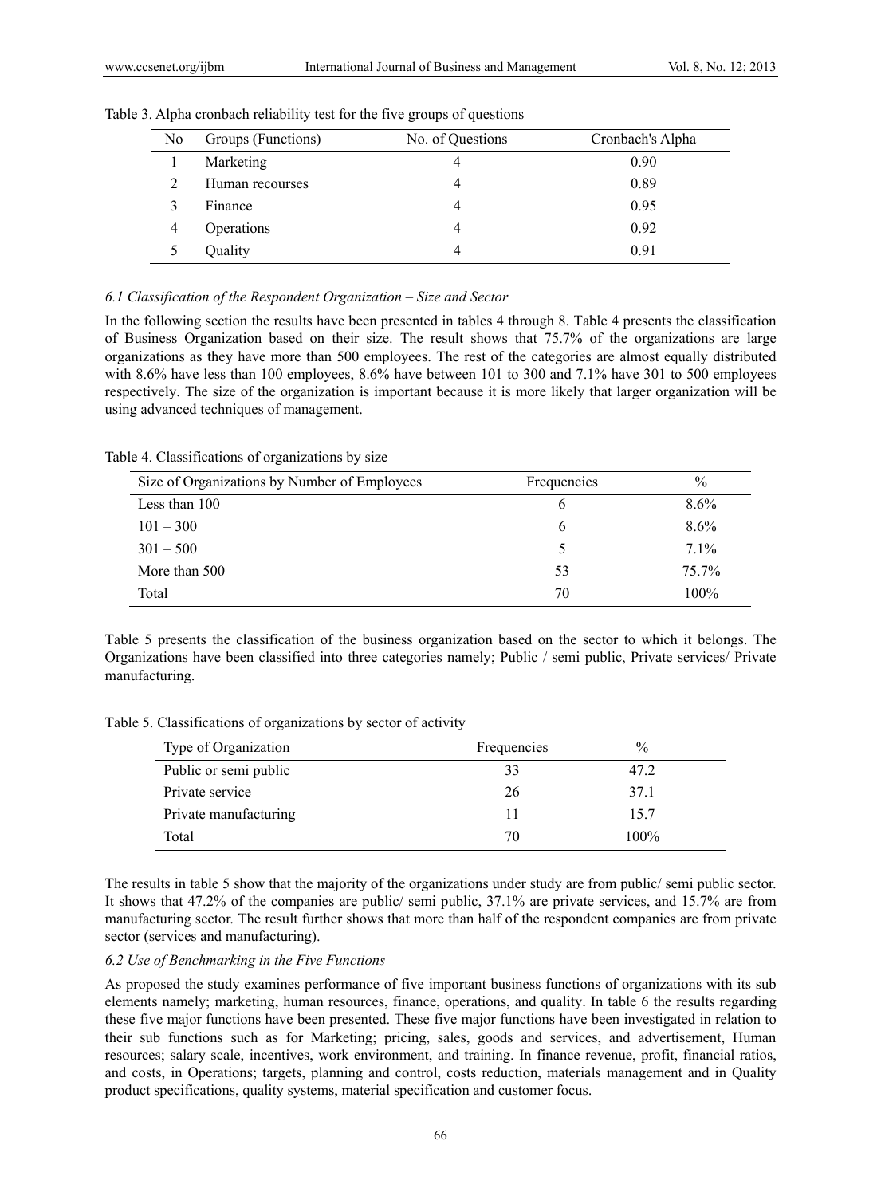Table 3. Alpha cronbach reliability test for the five groups of questions

| No | Groups (Functions) | No. of Questions | Cronbach's Alpha |
|---|---|---|---|
| 1 | Marketing | 4 | 0.90 |
| 2 | Human recourses | 4 | 0.89 |
| 3 | Finance | 4 | 0.95 |
| 4 | Operations | 4 | 0.92 |
| 5 | Quality | 4 | 0.91 |

### *6.1 Classification of the Respondent Organization – Size and Sector*

In the following section the results have been presented in tables 4 through 8. Table 4 presents the classification of Business Organization based on their size. The result shows that 75.7% of the organizations are large organizations as they have more than 500 employees. The rest of the categories are almost equally distributed with 8.6% have less than 100 employees, 8.6% have between 101 to 300 and 7.1% have 301 to 500 employees respectively. The size of the organization is important because it is more likely that larger organization will be using advanced techniques of management.

Table 4. Classifications of organizations by size

| Size of Organizations by Number of Employees | Frequencies | % |
|---|---|---|
| Less than 100 | 6 | 8.6% |
| 101 – 300 | 6 | 8.6% |
| 301 – 500 | 5 | 7.1% |
| More than 500 | 53 | 75.7% |
| Total | 70 | 100% |

Table 5 presents the classification of the business organization based on the sector to which it belongs. The Organizations have been classified into three categories namely; Public / semi public, Private services/ Private manufacturing.

Table 5. Classifications of organizations by sector of activity

| Type of Organization | Frequencies | % |
|---|---|---|
| Public or semi public | 33 | 47.2 |
| Private service | 26 | 37.1 |
| Private manufacturing | 11 | 15.7 |
| Total | 70 | 100% |

The results in table 5 show that the majority of the organizations under study are from public/ semi public sector. It shows that 47.2% of the companies are public/ semi public, 37.1% are private services, and 15.7% are from manufacturing sector. The result further shows that more than half of the respondent companies are from private sector (services and manufacturing).

### *6.2 Use of Benchmarking in the Five Functions*

As proposed the study examines performance of five important business functions of organizations with its sub elements namely; marketing, human resources, finance, operations, and quality. In table 6 the results regarding these five major functions have been presented. These five major functions have been investigated in relation to their sub functions such as for Marketing; pricing, sales, goods and services, and advertisement, Human resources; salary scale, incentives, work environment, and training. In finance revenue, profit, financial ratios, and costs, in Operations; targets, planning and control, costs reduction, materials management and in Quality product specifications, quality systems, material specification and customer focus.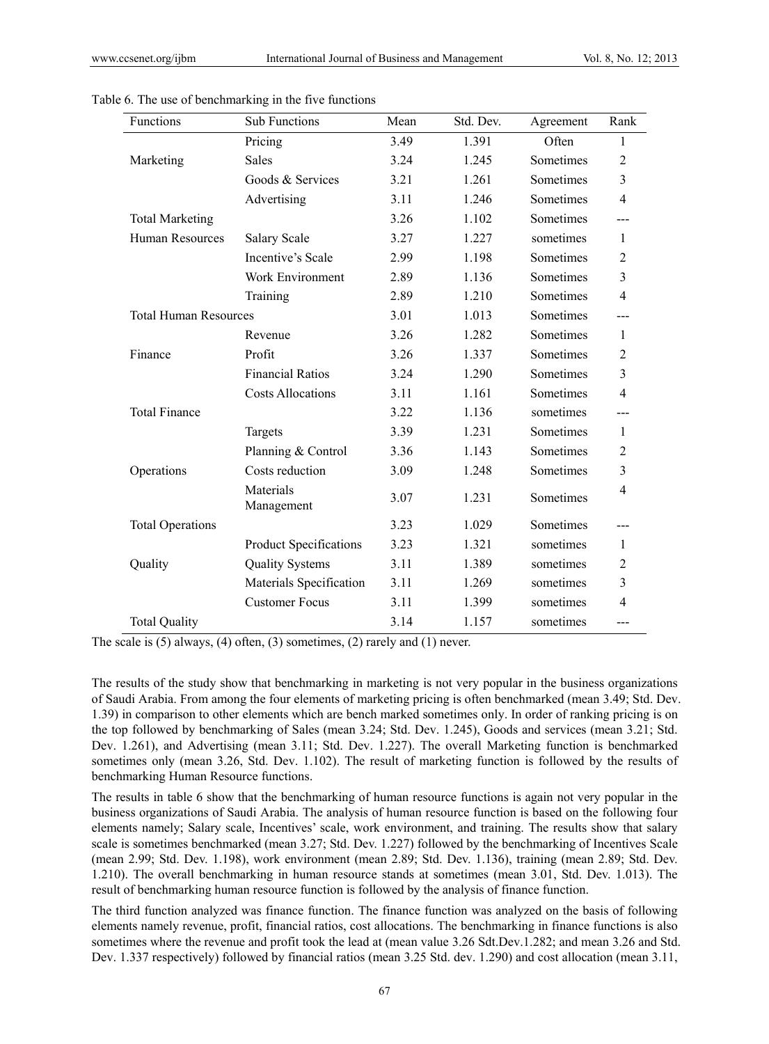Table 6. The use of benchmarking in the five functions

| Functions | Sub Functions | Mean | Std. Dev. | Agreement | Rank |
|---|---|---|---|---|---|
| | Pricing | 3.49 | 1.391 | Often | 1 |
| Marketing | Sales | 3.24 | 1.245 | Sometimes | 2 |
| | Goods & Services | 3.21 | 1.261 | Sometimes | 3 |
| | Advertising | 3.11 | 1.246 | Sometimes | 4 |
| Total Marketing | | 3.26 | 1.102 | Sometimes | --- |
| Human Resources | Salary Scale | 3.27 | 1.227 | sometimes | 1 |
| | Incentive's Scale | 2.99 | 1.198 | Sometimes | 2 |
| | Work Environment | 2.89 | 1.136 | Sometimes | 3 |
| | Training | 2.89 | 1.210 | Sometimes | 4 |
| Total Human Resources | | 3.01 | 1.013 | Sometimes | --- |
| | Revenue | 3.26 | 1.282 | Sometimes | 1 |
| Finance | Profit | 3.26 | 1.337 | Sometimes | 2 |
| | Financial Ratios | 3.24 | 1.290 | Sometimes | 3 |
| | Costs Allocations | 3.11 | 1.161 | Sometimes | 4 |
| Total Finance | | 3.22 | 1.136 | sometimes | --- |
| | Targets | 3.39 | 1.231 | Sometimes | 1 |
| | Planning & Control | 3.36 | 1.143 | Sometimes | 2 |
| Operations | Costs reduction | 3.09 | 1.248 | Sometimes | 3 |
| | Materials Management | 3.07 | 1.231 | Sometimes | 4 |
| Total Operations | | 3.23 | 1.029 | Sometimes | --- |
| | Product Specifications | 3.23 | 1.321 | sometimes | 1 |
| Quality | Quality Systems | 3.11 | 1.389 | sometimes | 2 |
| | Materials Specification | 3.11 | 1.269 | sometimes | 3 |
| | Customer Focus | 3.11 | 1.399 | sometimes | 4 |
| Total Quality | | 3.14 | 1.157 | sometimes | --- |

The scale is (5) always, (4) often, (3) sometimes, (2) rarely and (1) never.

The results of the study show that benchmarking in marketing is not very popular in the business organizations of Saudi Arabia. From among the four elements of marketing pricing is often benchmarked (mean 3.49; Std. Dev. 1.39) in comparison to other elements which are bench marked sometimes only. In order of ranking pricing is on the top followed by benchmarking of Sales (mean 3.24; Std. Dev. 1.245), Goods and services (mean 3.21; Std. Dev. 1.261), and Advertising (mean 3.11; Std. Dev. 1.227). The overall Marketing function is benchmarked sometimes only (mean 3.26, Std. Dev. 1.102). The result of marketing function is followed by the results of benchmarking Human Resource functions.

The results in table 6 show that the benchmarking of human resource functions is again not very popular in the business organizations of Saudi Arabia. The analysis of human resource function is based on the following four elements namely; Salary scale, Incentives' scale, work environment, and training. The results show that salary scale is sometimes benchmarked (mean 3.27; Std. Dev. 1.227) followed by the benchmarking of Incentives Scale (mean 2.99; Std. Dev. 1.198), work environment (mean 2.89; Std. Dev. 1.136), training (mean 2.89; Std. Dev. 1.210). The overall benchmarking in human resource stands at sometimes (mean 3.01, Std. Dev. 1.013). The result of benchmarking human resource function is followed by the analysis of finance function.

The third function analyzed was finance function. The finance function was analyzed on the basis of following elements namely revenue, profit, financial ratios, cost allocations. The benchmarking in finance functions is also sometimes where the revenue and profit took the lead at (mean value 3.26 Sdt.Dev.1.282; and mean 3.26 and Std. Dev. 1.337 respectively) followed by financial ratios (mean 3.25 Std. dev. 1.290) and cost allocation (mean 3.11,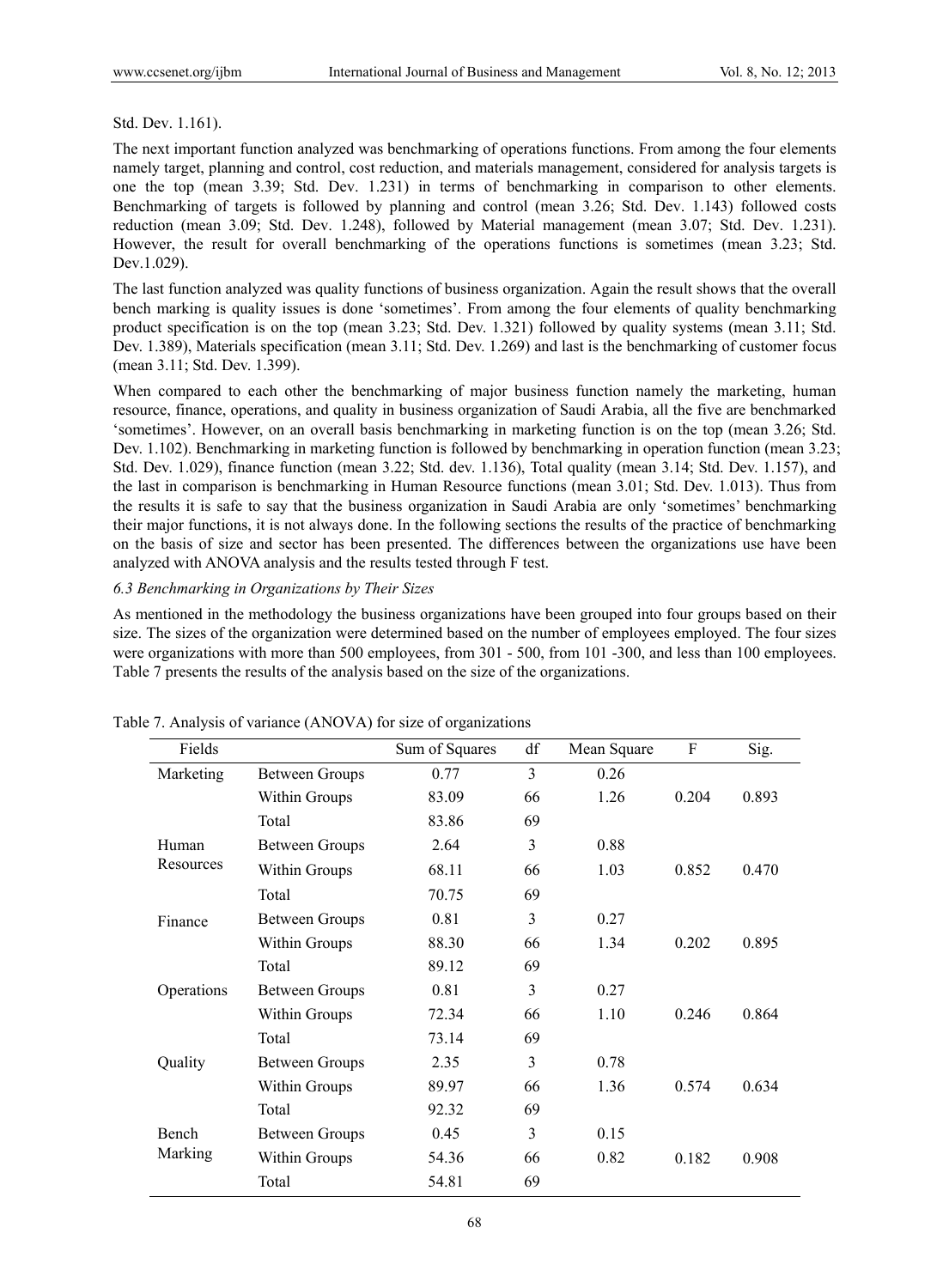Std. Dev. 1.161).

The next important function analyzed was benchmarking of operations functions. From among the four elements namely target, planning and control, cost reduction, and materials management, considered for analysis targets is one the top (mean 3.39; Std. Dev. 1.231) in terms of benchmarking in comparison to other elements. Benchmarking of targets is followed by planning and control (mean 3.26; Std. Dev. 1.143) followed costs reduction (mean 3.09; Std. Dev. 1.248), followed by Material management (mean 3.07; Std. Dev. 1.231). However, the result for overall benchmarking of the operations functions is sometimes (mean 3.23; Std. Dev.1.029).

The last function analyzed was quality functions of business organization. Again the result shows that the overall bench marking is quality issues is done 'sometimes'. From among the four elements of quality benchmarking product specification is on the top (mean 3.23; Std. Dev. 1.321) followed by quality systems (mean 3.11; Std. Dev. 1.389), Materials specification (mean 3.11; Std. Dev. 1.269) and last is the benchmarking of customer focus (mean 3.11; Std. Dev. 1.399).

When compared to each other the benchmarking of major business function namely the marketing, human resource, finance, operations, and quality in business organization of Saudi Arabia, all the five are benchmarked 'sometimes'. However, on an overall basis benchmarking in marketing function is on the top (mean 3.26; Std. Dev. 1.102). Benchmarking in marketing function is followed by benchmarking in operation function (mean 3.23; Std. Dev. 1.029), finance function (mean 3.22; Std. dev. 1.136), Total quality (mean 3.14; Std. Dev. 1.157), and the last in comparison is benchmarking in Human Resource functions (mean 3.01; Std. Dev. 1.013). Thus from the results it is safe to say that the business organization in Saudi Arabia are only 'sometimes' benchmarking their major functions, it is not always done. In the following sections the results of the practice of benchmarking on the basis of size and sector has been presented. The differences between the organizations use have been analyzed with ANOVA analysis and the results tested through F test.

*6.3 Benchmarking in Organizations by Their Sizes*

As mentioned in the methodology the business organizations have been grouped into four groups based on their size. The sizes of the organization were determined based on the number of employees employed. The four sizes were organizations with more than 500 employees, from 301 - 500, from 101 -300, and less than 100 employees. Table 7 presents the results of the analysis based on the size of the organizations.

Table 7. Analysis of variance (ANOVA) for size of organizations

| Fields | | Sum of Squares | df | Mean Square | F | Sig. |
|---|---|---|---|---|---|---|
| Marketing | Between Groups | 0.77 | 3 | 0.26 | | |
| | Within Groups | 83.09 | 66 | 1.26 | 0.204 | 0.893 |
| | Total | 83.86 | 69 | | | |
| Human Resources | Between Groups | 2.64 | 3 | 0.88 | | |
| | Within Groups | 68.11 | 66 | 1.03 | 0.852 | 0.470 |
| | Total | 70.75 | 69 | | | |
| Finance | Between Groups | 0.81 | 3 | 0.27 | | |
| | Within Groups | 88.30 | 66 | 1.34 | 0.202 | 0.895 |
| | Total | 89.12 | 69 | | | |
| Operations | Between Groups | 0.81 | 3 | 0.27 | | |
| | Within Groups | 72.34 | 66 | 1.10 | 0.246 | 0.864 |
| | Total | 73.14 | 69 | | | |
| Quality | Between Groups | 2.35 | 3 | 0.78 | | |
| | Within Groups | 89.97 | 66 | 1.36 | 0.574 | 0.634 |
| | Total | 92.32 | 69 | | | |
| Bench Marking | Between Groups | 0.45 | 3 | 0.15 | | |
| | Within Groups | 54.36 | 66 | 0.82 | 0.182 | 0.908 |
| | Total | 54.81 | 69 | | | |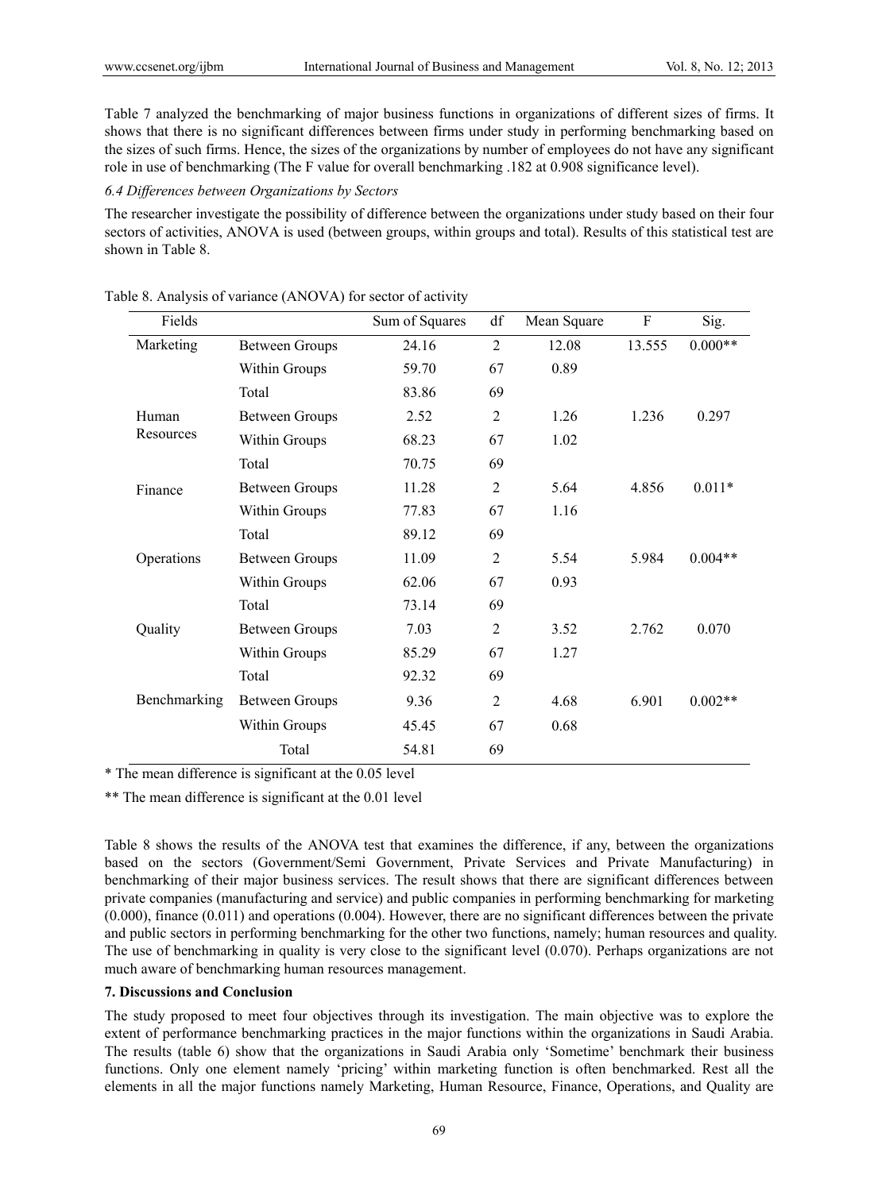Table 7 analyzed the benchmarking of major business functions in organizations of different sizes of firms. It shows that there is no significant differences between firms under study in performing benchmarking based on the sizes of such firms. Hence, the sizes of the organizations by number of employees do not have any significant role in use of benchmarking (The F value for overall benchmarking .182 at 0.908 significance level).

### *6.4 Differences between Organizations by Sectors*

The researcher investigate the possibility of difference between the organizations under study based on their four sectors of activities, ANOVA is used (between groups, within groups and total). Results of this statistical test are shown in Table 8.

Table 8. Analysis of variance (ANOVA) for sector of activity

| Fields | | Sum of Squares | df | Mean Square | F | Sig. |
|---|---|---|---|---|---|---|
| Marketing | Between Groups | 24.16 | 2 | 12.08 | 13.555 | 0.000** |
| | Within Groups | 59.70 | 67 | 0.89 | | |
| | Total | 83.86 | 69 | | | |
| Human Resources | Between Groups | 2.52 | 2 | 1.26 | 1.236 | 0.297 |
| | Within Groups | 68.23 | 67 | 1.02 | | |
| | Total | 70.75 | 69 | | | |
| Finance | Between Groups | 11.28 | 2 | 5.64 | 4.856 | 0.011* |
| | Within Groups | 77.83 | 67 | 1.16 | | |
| | Total | 89.12 | 69 | | | |
| Operations | Between Groups | 11.09 | 2 | 5.54 | 5.984 | 0.004** |
| | Within Groups | 62.06 | 67 | 0.93 | | |
| | Total | 73.14 | 69 | | | |
| Quality | Between Groups | 7.03 | 2 | 3.52 | 2.762 | 0.070 |
| | Within Groups | 85.29 | 67 | 1.27 | | |
| | Total | 92.32 | 69 | | | |
| Benchmarking | Between Groups | 9.36 | 2 | 4.68 | 6.901 | 0.002** |
| | Within Groups | 45.45 | 67 | 0.68 | | |
| | Total | 54.81 | 69 | | | |

\* The mean difference is significant at the 0.05 level

** The mean difference is significant at the 0.01 level

Table 8 shows the results of the ANOVA test that examines the difference, if any, between the organizations based on the sectors (Government/Semi Government, Private Services and Private Manufacturing) in benchmarking of their major business services. The result shows that there are significant differences between private companies (manufacturing and service) and public companies in performing benchmarking for marketing (0.000), finance (0.011) and operations (0.004). However, there are no significant differences between the private and public sectors in performing benchmarking for the other two functions, namely; human resources and quality. The use of benchmarking in quality is very close to the significant level (0.070). Perhaps organizations are not much aware of benchmarking human resources management.

## 7. Discussions and Conclusion

The study proposed to meet four objectives through its investigation. The main objective was to explore the extent of performance benchmarking practices in the major functions within the organizations in Saudi Arabia. The results (table 6) show that the organizations in Saudi Arabia only 'Sometime' benchmark their business functions. Only one element namely 'pricing' within marketing function is often benchmarked. Rest all the elements in all the major functions namely Marketing, Human Resource, Finance, Operations, and Quality are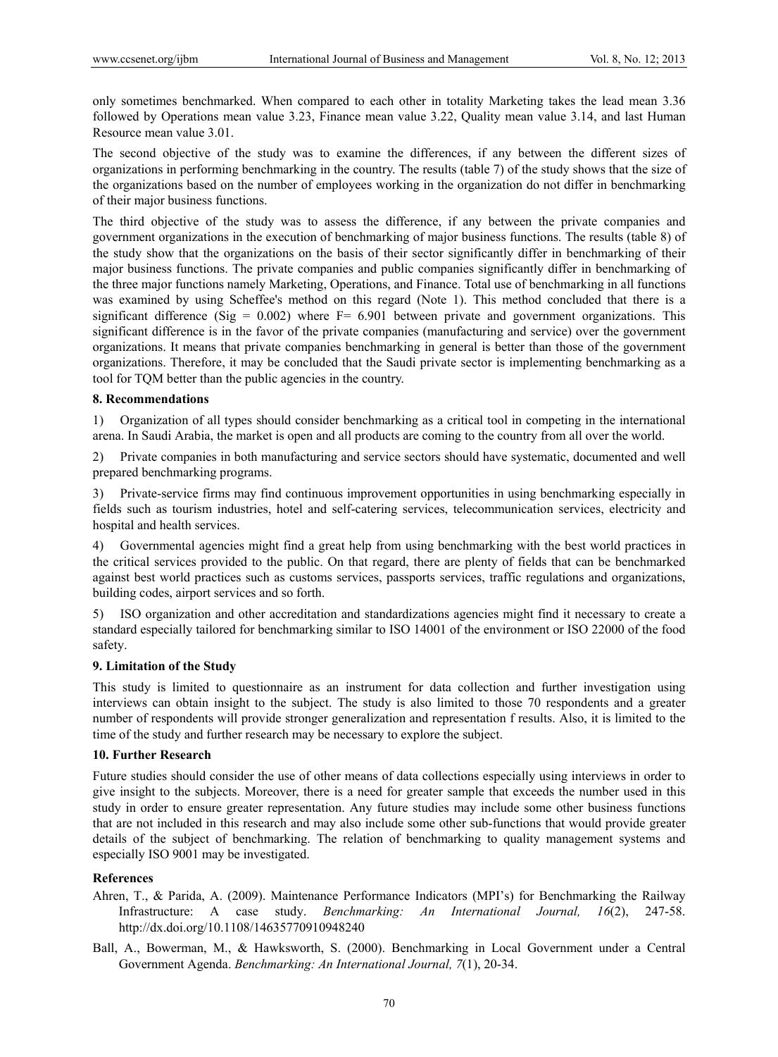only sometimes benchmarked. When compared to each other in totality Marketing takes the lead mean 3.36 followed by Operations mean value 3.23, Finance mean value 3.22, Quality mean value 3.14, and last Human Resource mean value 3.01.

The second objective of the study was to examine the differences, if any between the different sizes of organizations in performing benchmarking in the country. The results (table 7) of the study shows that the size of the organizations based on the number of employees working in the organization do not differ in benchmarking of their major business functions.

The third objective of the study was to assess the difference, if any between the private companies and government organizations in the execution of benchmarking of major business functions. The results (table 8) of the study show that the organizations on the basis of their sector significantly differ in benchmarking of their major business functions. The private companies and public companies significantly differ in benchmarking of the three major functions namely Marketing, Operations, and Finance. Total use of benchmarking in all functions was examined by using Scheffee's method on this regard (Note 1). This method concluded that there is a significant difference (Sig = 0.002) where F= 6.901 between private and government organizations. This significant difference is in the favor of the private companies (manufacturing and service) over the government organizations. It means that private companies benchmarking in general is better than those of the government organizations. Therefore, it may be concluded that the Saudi private sector is implementing benchmarking as a tool for TQM better than the public agencies in the country.

### 8. Recommendations

1) Organization of all types should consider benchmarking as a critical tool in competing in the international arena. In Saudi Arabia, the market is open and all products are coming to the country from all over the world.

2) Private companies in both manufacturing and service sectors should have systematic, documented and well prepared benchmarking programs.

3) Private-service firms may find continuous improvement opportunities in using benchmarking especially in fields such as tourism industries, hotel and self-catering services, telecommunication services, electricity and hospital and health services.

4) Governmental agencies might find a great help from using benchmarking with the best world practices in the critical services provided to the public. On that regard, there are plenty of fields that can be benchmarked against best world practices such as customs services, passports services, traffic regulations and organizations, building codes, airport services and so forth.

5) ISO organization and other accreditation and standardizations agencies might find it necessary to create a standard especially tailored for benchmarking similar to ISO 14001 of the environment or ISO 22000 of the food safety.

### 9. Limitation of the Study

This study is limited to questionnaire as an instrument for data collection and further investigation using interviews can obtain insight to the subject. The study is also limited to those 70 respondents and a greater number of respondents will provide stronger generalization and representation f results. Also, it is limited to the time of the study and further research may be necessary to explore the subject.

### 10. Further Research

Future studies should consider the use of other means of data collections especially using interviews in order to give insight to the subjects. Moreover, there is a need for greater sample that exceeds the number used in this study in order to ensure greater representation. Any future studies may include some other business functions that are not included in this research and may also include some other sub-functions that would provide greater details of the subject of benchmarking. The relation of benchmarking to quality management systems and especially ISO 9001 may be investigated.

### References

Ahren, T., & Parida, A. (2009). Maintenance Performance Indicators (MPI's) for Benchmarking the Railway Infrastructure: A case study. *Benchmarking: An International Journal, 16*(2), 247-58. http://dx.doi.org/10.1108/14635770910948240

Ball, A., Bowerman, M., & Hawksworth, S. (2000). Benchmarking in Local Government under a Central Government Agenda. *Benchmarking: An International Journal, 7*(1), 20-34.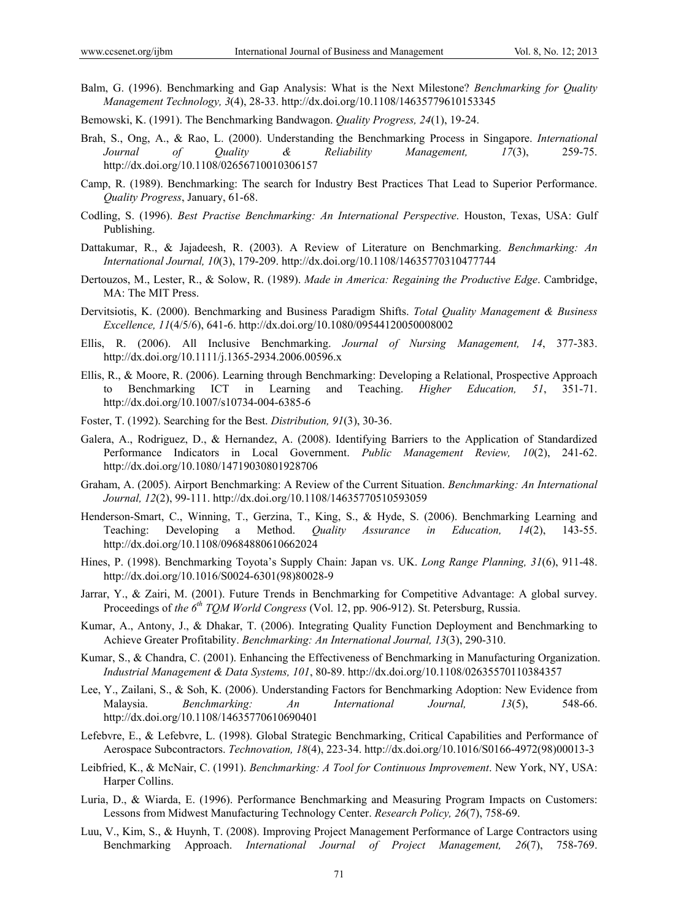Balm, G. (1996). Benchmarking and Gap Analysis: What is the Next Milestone? *Benchmarking for Quality Management Technology, 3*(4), 28-33. http://dx.doi.org/10.1108/14635779610153345

Bemowski, K. (1991). The Benchmarking Bandwagon. *Quality Progress, 24*(1), 19-24.

Brah, S., Ong, A., & Rao, L. (2000). Understanding the Benchmarking Process in Singapore. *International Journal of Quality & Reliability Management, 17*(3), 259-75. http://dx.doi.org/10.1108/02656710010306157

Camp, R. (1989). Benchmarking: The search for Industry Best Practices That Lead to Superior Performance. *Quality Progress*, January, 61-68.

Codling, S. (1996). *Best Practise Benchmarking: An International Perspective*. Houston, Texas, USA: Gulf Publishing.

Dattakumar, R., & Jajadeesh, R. (2003). A Review of Literature on Benchmarking. *Benchmarking: An International Journal, 10*(3), 179-209. http://dx.doi.org/10.1108/14635770310477744

Dertouzos, M., Lester, R., & Solow, R. (1989). *Made in America: Regaining the Productive Edge*. Cambridge, MA: The MIT Press.

Dervitsiotis, K. (2000). Benchmarking and Business Paradigm Shifts. *Total Quality Management & Business Excellence, 11*(4/5/6), 641-6. http://dx.doi.org/10.1080/09544120050008002

Ellis, R. (2006). All Inclusive Benchmarking. *Journal of Nursing Management, 14*, 377-383. http://dx.doi.org/10.1111/j.1365-2934.2006.00596.x

Ellis, R., & Moore, R. (2006). Learning through Benchmarking: Developing a Relational, Prospective Approach to Benchmarking ICT in Learning and Teaching. *Higher Education, 51*, 351-71. http://dx.doi.org/10.1007/s10734-004-6385-6

Foster, T. (1992). Searching for the Best. *Distribution, 91*(3), 30-36.

Galera, A., Rodriguez, D., & Hernandez, A. (2008). Identifying Barriers to the Application of Standardized Performance Indicators in Local Government. *Public Management Review, 10*(2), 241-62. http://dx.doi.org/10.1080/14719030801928706

Graham, A. (2005). Airport Benchmarking: A Review of the Current Situation. *Benchmarking: An International Journal, 12*(2), 99-111. http://dx.doi.org/10.1108/14635770510593059

Henderson-Smart, C., Winning, T., Gerzina, T., King, S., & Hyde, S. (2006). Benchmarking Learning and Teaching: Developing a Method. *Quality Assurance in Education, 14*(2), 143-55. http://dx.doi.org/10.1108/09684880610662024

Hines, P. (1998). Benchmarking Toyota's Supply Chain: Japan vs. UK. *Long Range Planning, 31*(6), 911-48. http://dx.doi.org/10.1016/S0024-6301(98)80028-9

Jarrar, Y., & Zairi, M. (2001). Future Trends in Benchmarking for Competitive Advantage: A global survey. Proceedings of *the 6th TQM World Congress* (Vol. 12, pp. 906-912). St. Petersburg, Russia.

Kumar, A., Antony, J., & Dhakar, T. (2006). Integrating Quality Function Deployment and Benchmarking to Achieve Greater Profitability. *Benchmarking: An International Journal, 13*(3), 290-310.

Kumar, S., & Chandra, C. (2001). Enhancing the Effectiveness of Benchmarking in Manufacturing Organization. *Industrial Management & Data Systems, 101*, 80-89. http://dx.doi.org/10.1108/02635570110384357

Lee, Y., Zailani, S., & Soh, K. (2006). Understanding Factors for Benchmarking Adoption: New Evidence from Malaysia. *Benchmarking: An International Journal, 13*(5), 548-66. http://dx.doi.org/10.1108/14635770610690401

Lefebvre, E., & Lefebvre, L. (1998). Global Strategic Benchmarking, Critical Capabilities and Performance of Aerospace Subcontractors. *Technovation, 18*(4), 223-34. http://dx.doi.org/10.1016/S0166-4972(98)00013-3

Leibfried, K., & McNair, C. (1991). *Benchmarking: A Tool for Continuous Improvement*. New York, NY, USA: Harper Collins.

Luria, D., & Wiarda, E. (1996). Performance Benchmarking and Measuring Program Impacts on Customers: Lessons from Midwest Manufacturing Technology Center. *Research Policy, 26*(7), 758-69.

Luu, V., Kim, S., & Huynh, T. (2008). Improving Project Management Performance of Large Contractors using Benchmarking Approach. *International Journal of Project Management, 26*(7), 758-769.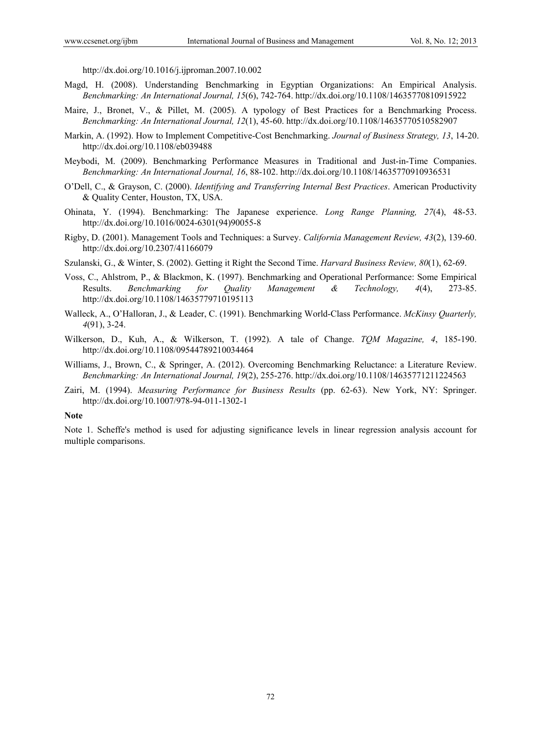http://dx.doi.org/10.1016/j.ijproman.2007.10.002

Magd, H. (2008). Understanding Benchmarking in Egyptian Organizations: An Empirical Analysis. *Benchmarking: An International Journal, 15*(6), 742-764. http://dx.doi.org/10.1108/14635770810915922

Maire, J., Bronet, V., & Pillet, M. (2005). A typology of Best Practices for a Benchmarking Process. *Benchmarking: An International Journal, 12*(1), 45-60. http://dx.doi.org/10.1108/14635770510582907

Markin, A. (1992). How to Implement Competitive-Cost Benchmarking. *Journal of Business Strategy, 13*, 14-20. http://dx.doi.org/10.1108/eb039488

Meybodi, M. (2009). Benchmarking Performance Measures in Traditional and Just-in-Time Companies. *Benchmarking: An International Journal, 16*, 88-102. http://dx.doi.org/10.1108/14635770910936531

O'Dell, C., & Grayson, C. (2000). *Identifying and Transferring Internal Best Practices*. American Productivity & Quality Center, Houston, TX, USA.

Ohinata, Y. (1994). Benchmarking: The Japanese experience. *Long Range Planning, 27*(4), 48-53. http://dx.doi.org/10.1016/0024-6301(94)90055-8

Rigby, D. (2001). Management Tools and Techniques: a Survey. *California Management Review, 43*(2), 139-60. http://dx.doi.org/10.2307/41166079

Szulanski, G., & Winter, S. (2002). Getting it Right the Second Time. *Harvard Business Review, 80*(1), 62-69.

Voss, C., Ahlstrom, P., & Blackmon, K. (1997). Benchmarking and Operational Performance: Some Empirical Results. *Benchmarking for Quality Management & Technology, 4*(4), 273-85. http://dx.doi.org/10.1108/14635779710195113

Walleck, A., O'Halloran, J., & Leader, C. (1991). Benchmarking World-Class Performance. *McKinsy Quarterly, 4*(91), 3-24.

Wilkerson, D., Kuh, A., & Wilkerson, T. (1992). A tale of Change. *TQM Magazine, 4*, 185-190. http://dx.doi.org/10.1108/09544789210034464

Williams, J., Brown, C., & Springer, A. (2012). Overcoming Benchmarking Reluctance: a Literature Review. *Benchmarking: An International Journal, 19*(2), 255-276. http://dx.doi.org/10.1108/14635771211224563

Zairi, M. (1994). *Measuring Performance for Business Results* (pp. 62-63). New York, NY: Springer. http://dx.doi.org/10.1007/978-94-011-1302-1

**Note**

Note 1. Scheffe's method is used for adjusting significance levels in linear regression analysis account for multiple comparisons.